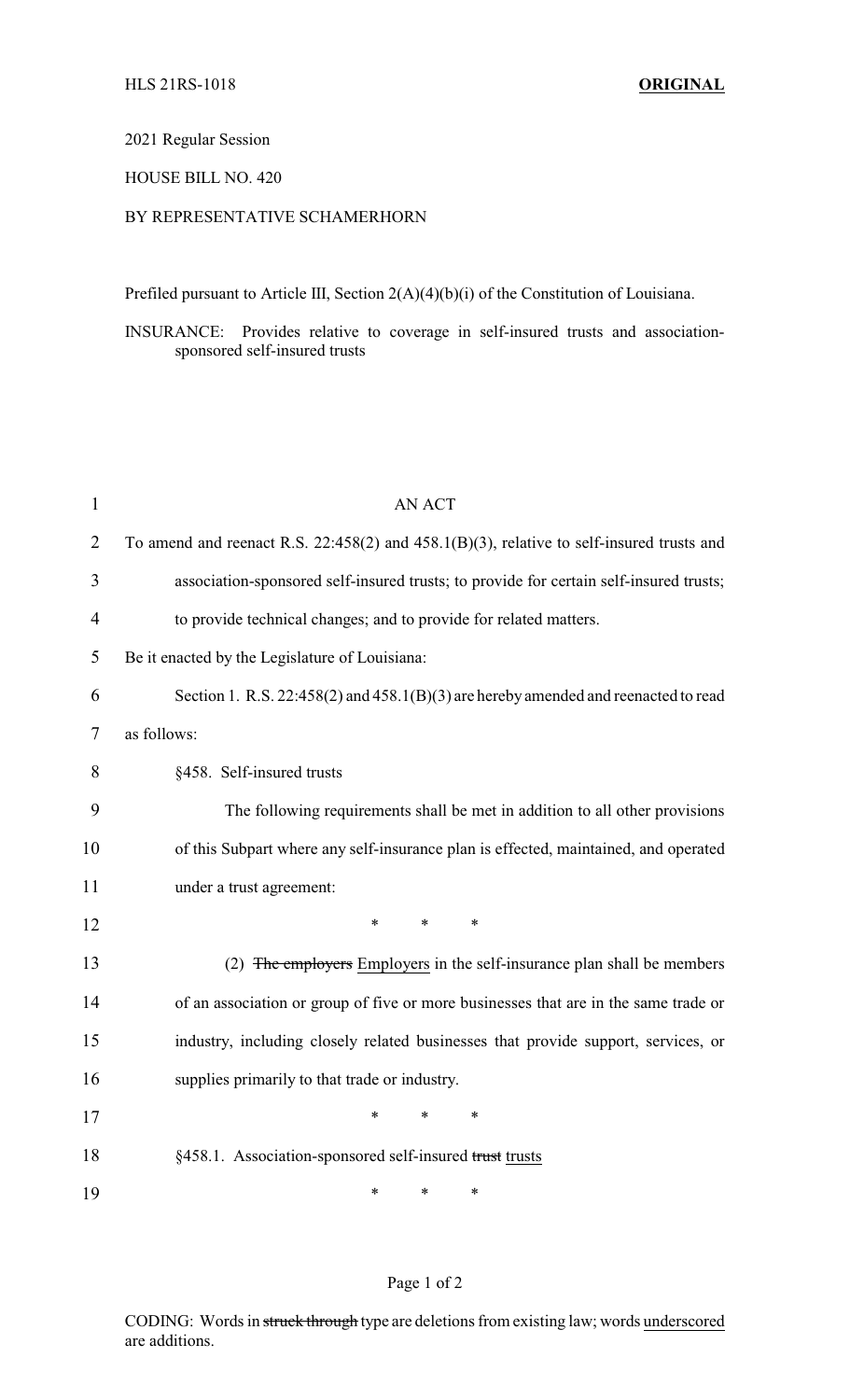HLS 21RS-1018 **ORIGINAL**

2021 Regular Session

HOUSE BILL NO. 420

BY REPRESENTATIVE SCHAMERHORN

Prefiled pursuant to Article III, Section 2(A)(4)(b)(i) of the Constitution of Louisiana.

INSURANCE: Provides relative to coverage in self-insured trusts and association-sponsored self-insured trusts

AN ACT

To amend and reenact R.S. 22:458(2) and 458.1(B)(3), relative to self-insured trusts and association-sponsored self-insured trusts; to provide for certain self-insured trusts; to provide technical changes; and to provide for related matters.

Be it enacted by the Legislature of Louisiana:

Section 1. R.S. 22:458(2) and 458.1(B)(3) are hereby amended and reenacted to read as follows:

§458. Self-insured trusts

The following requirements shall be met in addition to all other provisions of this Subpart where any self-insurance plan is effected, maintained, and operated under a trust agreement:

\* \* \*

(2) ~~The employers~~ Employers in the self-insurance plan shall be members of an association or group of five or more businesses that are in the same trade or industry, including closely related businesses that provide support, services, or supplies primarily to that trade or industry.

\* \* \*

§458.1. Association-sponsored self-insured ~~trust~~ trusts

\* \* \*

CODING: Words in ~~struck through~~ type are deletions from existing law; words underscored are additions.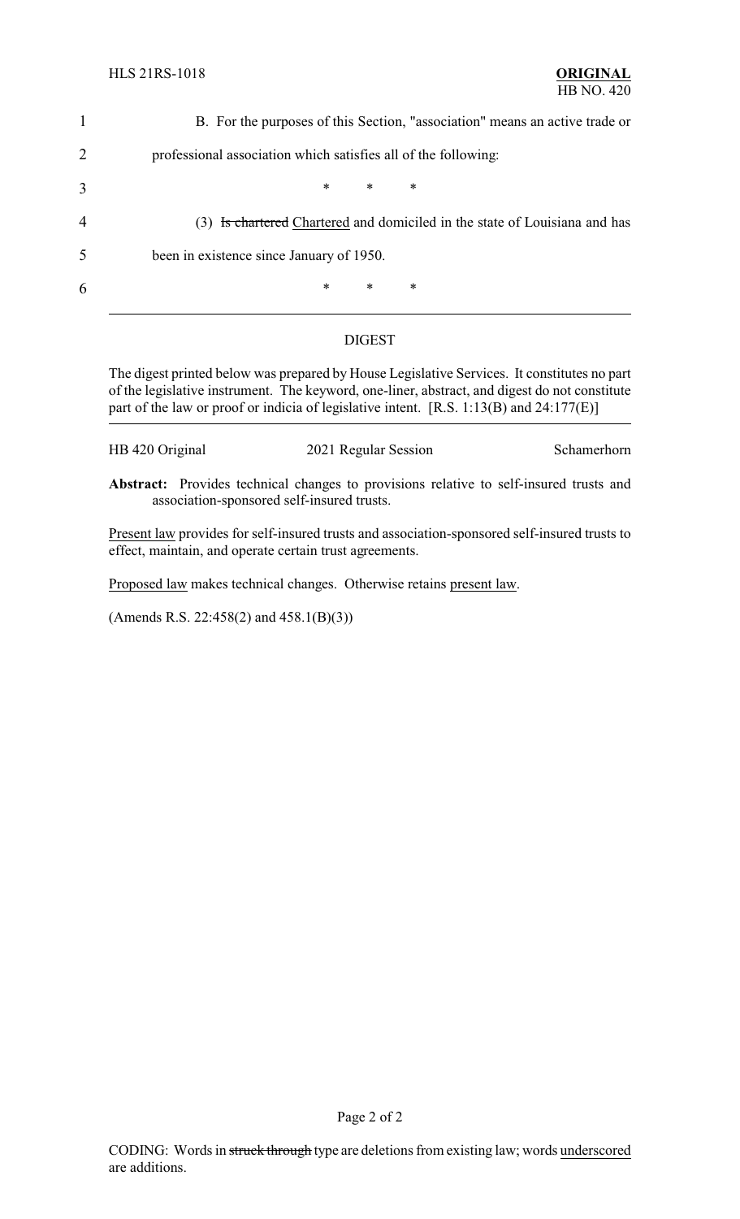B. For the purposes of this Section, "association" means an active trade or professional association which satisfies all of the following:

\* \* \*

(3) ~~Is chartered~~ <u>Chartered</u> and domiciled in the state of Louisiana and has been in existence since January of 1950.

\* \* \*

## DIGEST

The digest printed below was prepared by House Legislative Services. It constitutes no part of the legislative instrument. The keyword, one-liner, abstract, and digest do not constitute part of the law or proof or indicia of legislative intent. [R.S. 1:13(B) and 24:177(E)]

HB 420 Original | 2021 Regular Session | Schamerhorn

**Abstract:** Provides technical changes to provisions relative to self-insured trusts and association-sponsored self-insured trusts.

<u>Present law</u> provides for self-insured trusts and association-sponsored self-insured trusts to effect, maintain, and operate certain trust agreements.

<u>Proposed law</u> makes technical changes. Otherwise retains <u>present law</u>.

(Amends R.S. 22:458(2) and 458.1(B)(3))

CODING: Words in ~~struck through~~ type are deletions from existing law; words <u>underscored</u> are additions.